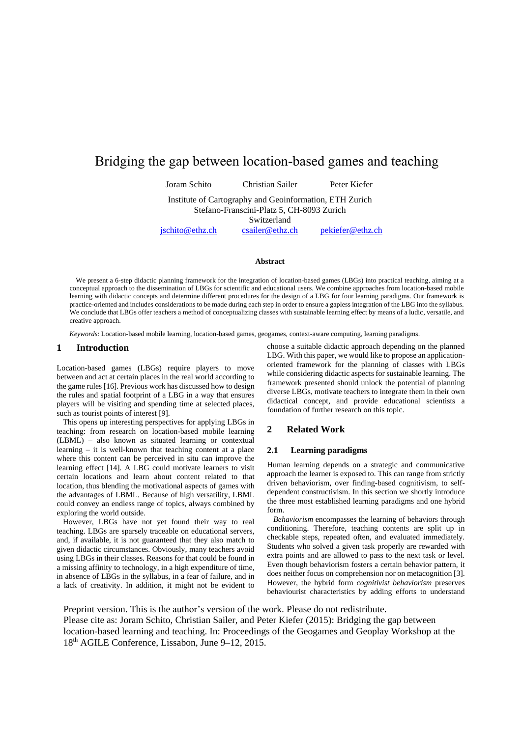# Bridging the gap between location-based games and teaching

Joram Schito Christian Sailer Peter Kiefer

Institute of Cartography and Geoinformation, ETH Zurich
Stefano-Franscini-Platz 5, CH-8093 Zurich
Switzerland
jschito@ethz.ch csailer@ethz.ch pekiefer@ethz.ch

**Abstract**

We present a 6-step didactic planning framework for the integration of location-based games (LBGs) into practical teaching, aiming at a conceptual approach to the dissemination of LBGs for scientific and educational users. We combine approaches from location-based mobile learning with didactic concepts and determine different procedures for the design of a LBG for four learning paradigms. Our framework is practice-oriented and includes considerations to be made during each step in order to ensure a gapless integration of the LBG into the syllabus. We conclude that LBGs offer teachers a method of conceptualizing classes with sustainable learning effect by means of a ludic, versatile, and creative approach.

*Keywords*: Location-based mobile learning, location-based games, geogames, context-aware computing, learning paradigms.

## 1 Introduction

Location-based games (LBGs) require players to move between and act at certain places in the real world according to the game rules [16]. Previous work has discussed how to design the rules and spatial footprint of a LBG in a way that ensures players will be visiting and spending time at selected places, such as tourist points of interest [9].

This opens up interesting perspectives for applying LBGs in teaching: from research on location-based mobile learning (LBML) – also known as situated learning or contextual learning – it is well-known that teaching content at a place where this content can be perceived in situ can improve the learning effect [14]. A LBG could motivate learners to visit certain locations and learn about content related to that location, thus blending the motivational aspects of games with the advantages of LBML. Because of high versatility, LBML could convey an endless range of topics, always combined by exploring the world outside.

However, LBGs have not yet found their way to real teaching. LBGs are sparsely traceable on educational servers, and, if available, it is not guaranteed that they also match to given didactic circumstances. Obviously, many teachers avoid using LBGs in their classes. Reasons for that could be found in a missing affinity to technology, in a high expenditure of time, in absence of LBGs in the syllabus, in a fear of failure, and in a lack of creativity. In addition, it might not be evident to choose a suitable didactic approach depending on the planned LBG. With this paper, we would like to propose an application-oriented framework for the planning of classes with LBGs while considering didactic aspects for sustainable learning. The framework presented should unlock the potential of planning diverse LBGs, motivate teachers to integrate them in their own didactical concept, and provide educational scientists a foundation of further research on this topic.

## 2 Related Work

### 2.1 Learning paradigms

Human learning depends on a strategic and communicative approach the learner is exposed to. This can range from strictly driven behaviorism, over finding-based cognitivism, to self-dependent constructivism. In this section we shortly introduce the three most established learning paradigms and one hybrid form.

*Behaviorism* encompasses the learning of behaviors through conditioning. Therefore, teaching contents are split up in checkable steps, repeated often, and evaluated immediately. Students who solved a given task properly are rewarded with extra points and are allowed to pass to the next task or level. Even though behaviorism fosters a certain behavior pattern, it does neither focus on comprehension nor on metacognition [3]. However, the hybrid form *cognitivist behaviorism* preserves behaviourist characteristics by adding efforts to understand

Preprint version. This is the author's version of the work. Please do not redistribute.
Please cite as: Joram Schito, Christian Sailer, and Peter Kiefer (2015): Bridging the gap between location-based learning and teaching. In: Proceedings of the Geogames and Geoplay Workshop at the 18th AGILE Conference, Lissabon, June 9–12, 2015.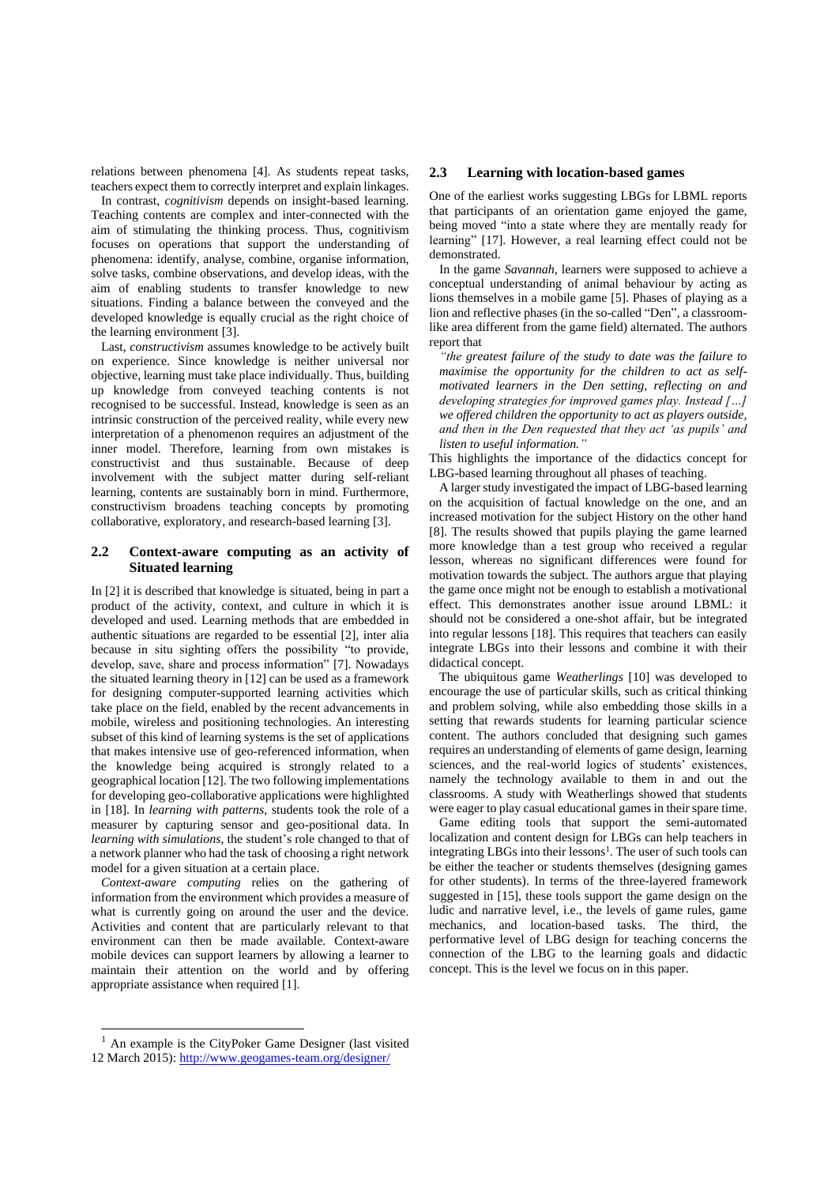relations between phenomena [4]. As students repeat tasks, teachers expect them to correctly interpret and explain linkages.

In contrast, *cognitivism* depends on insight-based learning. Teaching contents are complex and inter-connected with the aim of stimulating the thinking process. Thus, cognitivism focuses on operations that support the understanding of phenomena: identify, analyse, combine, organise information, solve tasks, combine observations, and develop ideas, with the aim of enabling students to transfer knowledge to new situations. Finding a balance between the conveyed and the developed knowledge is equally crucial as the right choice of the learning environment [3].

Last, *constructivism* assumes knowledge to be actively built on experience. Since knowledge is neither universal nor objective, learning must take place individually. Thus, building up knowledge from conveyed teaching contents is not recognised to be successful. Instead, knowledge is seen as an intrinsic construction of the perceived reality, while every new interpretation of a phenomenon requires an adjustment of the inner model. Therefore, learning from own mistakes is constructivist and thus sustainable. Because of deep involvement with the subject matter during self-reliant learning, contents are sustainably born in mind. Furthermore, constructivism broadens teaching concepts by promoting collaborative, exploratory, and research-based learning [3].

### 2.2 Context-aware computing as an activity of Situated learning

In [2] it is described that knowledge is situated, being in part a product of the activity, context, and culture in which it is developed and used. Learning methods that are embedded in authentic situations are regarded to be essential [2], inter alia because in situ sighting offers the possibility "to provide, develop, save, share and process information" [7]. Nowadays the situated learning theory in [12] can be used as a framework for designing computer-supported learning activities which take place on the field, enabled by the recent advancements in mobile, wireless and positioning technologies. An interesting subset of this kind of learning systems is the set of applications that makes intensive use of geo-referenced information, when the knowledge being acquired is strongly related to a geographical location [12]. The two following implementations for developing geo-collaborative applications were highlighted in [18]. In *learning with patterns*, students took the role of a measurer by capturing sensor and geo-positional data. In *learning with simulations*, the student's role changed to that of a network planner who had the task of choosing a right network model for a given situation at a certain place.

*Context-aware computing* relies on the gathering of information from the environment which provides a measure of what is currently going on around the user and the device. Activities and content that are particularly relevant to that environment can then be made available. Context-aware mobile devices can support learners by allowing a learner to maintain their attention on the world and by offering appropriate assistance when required [1].

### 2.3 Learning with location-based games

One of the earliest works suggesting LBGs for LBML reports that participants of an orientation game enjoyed the game, being moved "into a state where they are mentally ready for learning" [17]. However, a real learning effect could not be demonstrated.

In the game *Savannah*, learners were supposed to achieve a conceptual understanding of animal behaviour by acting as lions themselves in a mobile game [5]. Phases of playing as a lion and reflective phases (in the so-called "Den", a classroom-like area different from the game field) alternated. The authors report that

> *"the greatest failure of the study to date was the failure to maximise the opportunity for the children to act as self-motivated learners in the Den setting, reflecting on and developing strategies for improved games play. Instead […] we offered children the opportunity to act as players outside, and then in the Den requested that they act 'as pupils' and listen to useful information."*

This highlights the importance of the didactics concept for LBG-based learning throughout all phases of teaching.

A larger study investigated the impact of LBG-based learning on the acquisition of factual knowledge on the one, and an increased motivation for the subject History on the other hand [8]. The results showed that pupils playing the game learned more knowledge than a test group who received a regular lesson, whereas no significant differences were found for motivation towards the subject. The authors argue that playing the game once might not be enough to establish a motivational effect. This demonstrates another issue around LBML: it should not be considered a one-shot affair, but be integrated into regular lessons [18]. This requires that teachers can easily integrate LBGs into their lessons and combine it with their didactical concept.

The ubiquitous game *Weatherlings* [10] was developed to encourage the use of particular skills, such as critical thinking and problem solving, while also embedding those skills in a setting that rewards students for learning particular science content. The authors concluded that designing such games requires an understanding of elements of game design, learning sciences, and the real-world logics of students' existences, namely the technology available to them in and out the classrooms. A study with Weatherlings showed that students were eager to play casual educational games in their spare time.

Game editing tools that support the semi-automated localization and content design for LBGs can help teachers in integrating LBGs into their lessons[1]. The user of such tools can be either the teacher or students themselves (designing games for other students). In terms of the three-layered framework suggested in [15], these tools support the game design on the ludic and narrative level, i.e., the levels of game rules, game mechanics, and location-based tasks. The third, the performative level of LBG design for teaching concerns the connection of the LBG to the learning goals and didactic concept. This is the level we focus on in this paper.

---

[1] An example is the CityPoker Game Designer (last visited 12 March 2015): http://www.geogames-team.org/designer/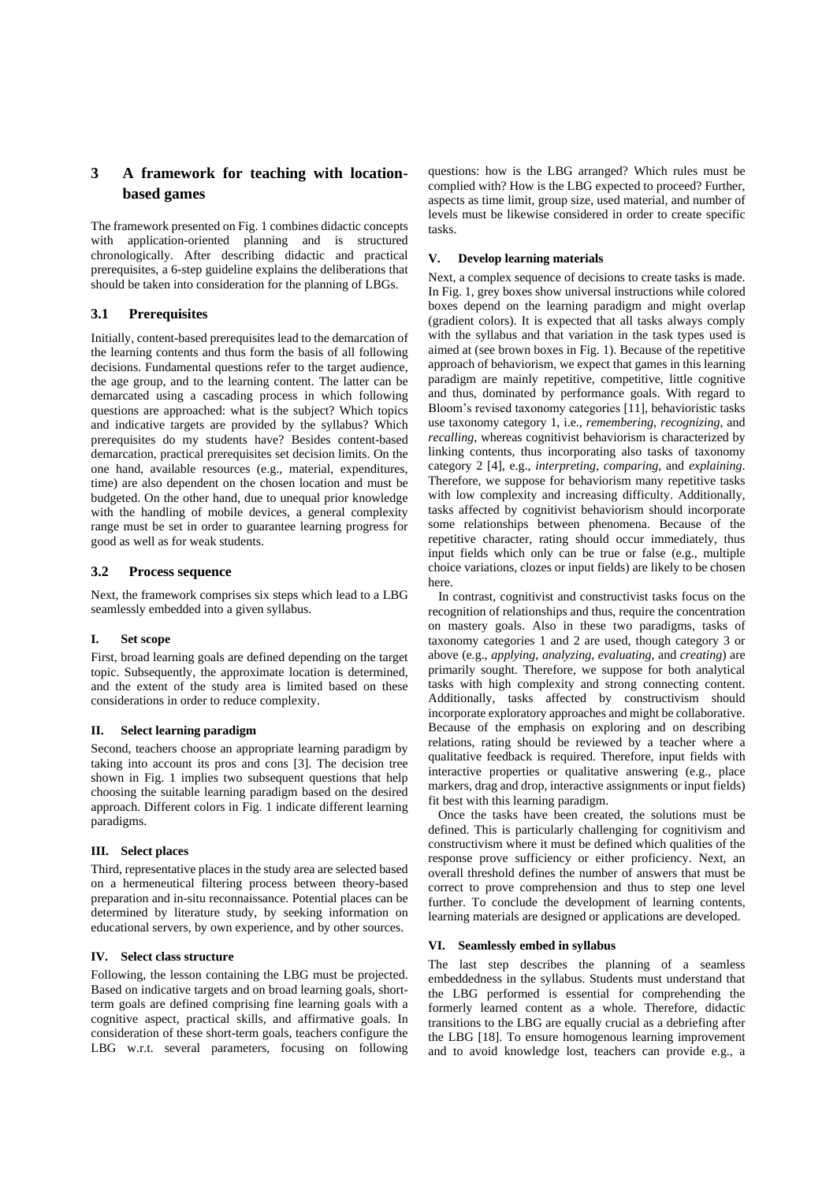## 3 A framework for teaching with location-based games

The framework presented on Fig. 1 combines didactic concepts with application-oriented planning and is structured chronologically. After describing didactic and practical prerequisites, a 6-step guideline explains the deliberations that should be taken into consideration for the planning of LBGs.

### 3.1 Prerequisites

Initially, content-based prerequisites lead to the demarcation of the learning contents and thus form the basis of all following decisions. Fundamental questions refer to the target audience, the age group, and to the learning content. The latter can be demarcated using a cascading process in which following questions are approached: what is the subject? Which topics and indicative targets are provided by the syllabus? Which prerequisites do my students have? Besides content-based demarcation, practical prerequisites set decision limits. On the one hand, available resources (e.g., material, expenditures, time) are also dependent on the chosen location and must be budgeted. On the other hand, due to unequal prior knowledge with the handling of mobile devices, a general complexity range must be set in order to guarantee learning progress for good as well as for weak students.

### 3.2 Process sequence

Next, the framework comprises six steps which lead to a LBG seamlessly embedded into a given syllabus.

#### I. Set scope

First, broad learning goals are defined depending on the target topic. Subsequently, the approximate location is determined, and the extent of the study area is limited based on these considerations in order to reduce complexity.

#### II. Select learning paradigm

Second, teachers choose an appropriate learning paradigm by taking into account its pros and cons [3]. The decision tree shown in Fig. 1 implies two subsequent questions that help choosing the suitable learning paradigm based on the desired approach. Different colors in Fig. 1 indicate different learning paradigms.

#### III. Select places

Third, representative places in the study area are selected based on a hermeneutical filtering process between theory-based preparation and in-situ reconnaissance. Potential places can be determined by literature study, by seeking information on educational servers, by own experience, and by other sources.

#### IV. Select class structure

Following, the lesson containing the LBG must be projected. Based on indicative targets and on broad learning goals, short-term goals are defined comprising fine learning goals with a cognitive aspect, practical skills, and affirmative goals. In consideration of these short-term goals, teachers configure the LBG w.r.t. several parameters, focusing on following questions: how is the LBG arranged? Which rules must be complied with? How is the LBG expected to proceed? Further, aspects as time limit, group size, used material, and number of levels must be likewise considered in order to create specific tasks.

#### V. Develop learning materials

Next, a complex sequence of decisions to create tasks is made. In Fig. 1, grey boxes show universal instructions while colored boxes depend on the learning paradigm and might overlap (gradient colors). It is expected that all tasks always comply with the syllabus and that variation in the task types used is aimed at (see brown boxes in Fig. 1). Because of the repetitive approach of behaviorism, we expect that games in this learning paradigm are mainly repetitive, competitive, little cognitive and thus, dominated by performance goals. With regard to Bloom's revised taxonomy categories [11], behavioristic tasks use taxonomy category 1, i.e., *remembering*, *recognizing*, and *recalling*, whereas cognitivist behaviorism is characterized by linking contents, thus incorporating also tasks of taxonomy category 2 [4], e.g., *interpreting*, *comparing*, and *explaining*. Therefore, we suppose for behaviorism many repetitive tasks with low complexity and increasing difficulty. Additionally, tasks affected by cognitivist behaviorism should incorporate some relationships between phenomena. Because of the repetitive character, rating should occur immediately, thus input fields which only can be true or false (e.g., multiple choice variations, clozes or input fields) are likely to be chosen here.

In contrast, cognitivist and constructivist tasks focus on the recognition of relationships and thus, require the concentration on mastery goals. Also in these two paradigms, tasks of taxonomy categories 1 and 2 are used, though category 3 or above (e.g., *applying*, *analyzing*, *evaluating*, and *creating*) are primarily sought. Therefore, we suppose for both analytical tasks with high complexity and strong connecting content. Additionally, tasks affected by constructivism should incorporate exploratory approaches and might be collaborative. Because of the emphasis on exploring and on describing relations, rating should be reviewed by a teacher where a qualitative feedback is required. Therefore, input fields with interactive properties or qualitative answering (e.g., place markers, drag and drop, interactive assignments or input fields) fit best with this learning paradigm.

Once the tasks have been created, the solutions must be defined. This is particularly challenging for cognitivism and constructivism where it must be defined which qualities of the response prove sufficiency or either proficiency. Next, an overall threshold defines the number of answers that must be correct to prove comprehension and thus to step one level further. To conclude the development of learning contents, learning materials are designed or applications are developed.

#### VI. Seamlessly embed in syllabus

The last step describes the planning of a seamless embeddedness in the syllabus. Students must understand that the LBG performed is essential for comprehending the formerly learned content as a whole. Therefore, didactic transitions to the LBG are equally crucial as a debriefing after the LBG [18]. To ensure homogenous learning improvement and to avoid knowledge lost, teachers can provide e.g., a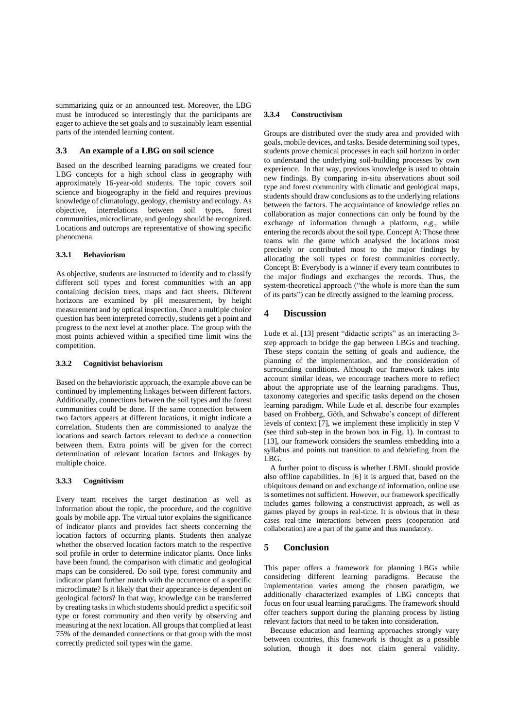summarizing quiz or an announced test. Moreover, the LBG must be introduced so interestingly that the participants are eager to achieve the set goals and to sustainably learn essential parts of the intended learning content.

## 3.3 An example of a LBG on soil science

Based on the described learning paradigms we created four LBG concepts for a high school class in geography with approximately 16-year-old students. The topic covers soil science and biogeography in the field and requires previous knowledge of climatology, geology, chemistry and ecology. As objective, interrelations between soil types, forest communities, microclimate, and geology should be recognized. Locations and outcrops are representative of showing specific phenomena.

### 3.3.1 Behaviorism

As objective, students are instructed to identify and to classify different soil types and forest communities with an app containing decision trees, maps and fact sheets. Different horizons are examined by pH measurement, by height measurement and by optical inspection. Once a multiple choice question has been interpreted correctly, students get a point and progress to the next level at another place. The group with the most points achieved within a specified time limit wins the competition.

### 3.3.2 Cognitivist behaviorism

Based on the behavioristic approach, the example above can be continued by implementing linkages between different factors. Additionally, connections between the soil types and the forest communities could be done. If the same connection between two factors appears at different locations, it might indicate a correlation. Students then are commissioned to analyze the locations and search factors relevant to deduce a connection between them. Extra points will be given for the correct determination of relevant location factors and linkages by multiple choice.

### 3.3.3 Cognitivism

Every team receives the target destination as well as information about the topic, the procedure, and the cognitive goals by mobile app. The virtual tutor explains the significance of indicator plants and provides fact sheets concerning the location factors of occurring plants. Students then analyze whether the observed location factors match to the respective soil profile in order to determine indicator plants. Once links have been found, the comparison with climatic and geological maps can be considered. Do soil type, forest community and indicator plant further match with the occurrence of a specific microclimate? Is it likely that their appearance is dependent on geological factors? In that way, knowledge can be transferred by creating tasks in which students should predict a specific soil type or forest community and then verify by observing and measuring at the next location. All groups that complied at least 75% of the demanded connections or that group with the most correctly predicted soil types win the game.

### 3.3.4 Constructivism

Groups are distributed over the study area and provided with goals, mobile devices, and tasks. Beside determining soil types, students prove chemical processes in each soil horizon in order to understand the underlying soil-building processes by own experience. In that way, previous knowledge is used to obtain new findings. By comparing in-situ observations about soil type and forest community with climatic and geological maps, students should draw conclusions as to the underlying relations between the factors. The acquaintance of knowledge relies on collaboration as major connections can only be found by the exchange of information through a platform, e.g., while entering the records about the soil type. Concept A: Those three teams win the game which analysed the locations most precisely or contributed most to the major findings by allocating the soil types or forest communities correctly. Concept B: Everybody is a winner if every team contributes to the major findings and exchanges the records. Thus, the system-theoretical approach ("the whole is more than the sum of its parts") can be directly assigned to the learning process.

# 4 Discussion

Lude et al. [13] present "didactic scripts" as an interacting 3-step approach to bridge the gap between LBGs and teaching. These steps contain the setting of goals and audience, the planning of the implementation, and the consideration of surrounding conditions. Although our framework takes into account similar ideas, we encourage teachers more to reflect about the appropriate use of the learning paradigms. Thus, taxonomy categories and specific tasks depend on the chosen learning paradigm. While Lude et al. describe four examples based on Frohberg, Göth, and Schwabe's concept of different levels of context [7], we implement these implicitly in step V (see third sub-step in the brown box in Fig. 1). In contrast to [13], our framework considers the seamless embedding into a syllabus and points out transition to and debriefing from the LBG.

A further point to discuss is whether LBML should provide also offline capabilities. In [6] it is argued that, based on the ubiquitous demand on and exchange of information, online use is sometimes not sufficient. However, our framework specifically includes games following a constructivist approach, as well as games played by groups in real-time. It is obvious that in these cases real-time interactions between peers (cooperation and collaboration) are a part of the game and thus mandatory.

# 5 Conclusion

This paper offers a framework for planning LBGs while considering different learning paradigms. Because the implementation varies among the chosen paradigm, we additionally characterized examples of LBG concepts that focus on four usual learning paradigms. The framework should offer teachers support during the planning process by listing relevant factors that need to be taken into consideration.

Because education and learning approaches strongly vary between countries, this framework is thought as a possible solution, though it does not claim general validity.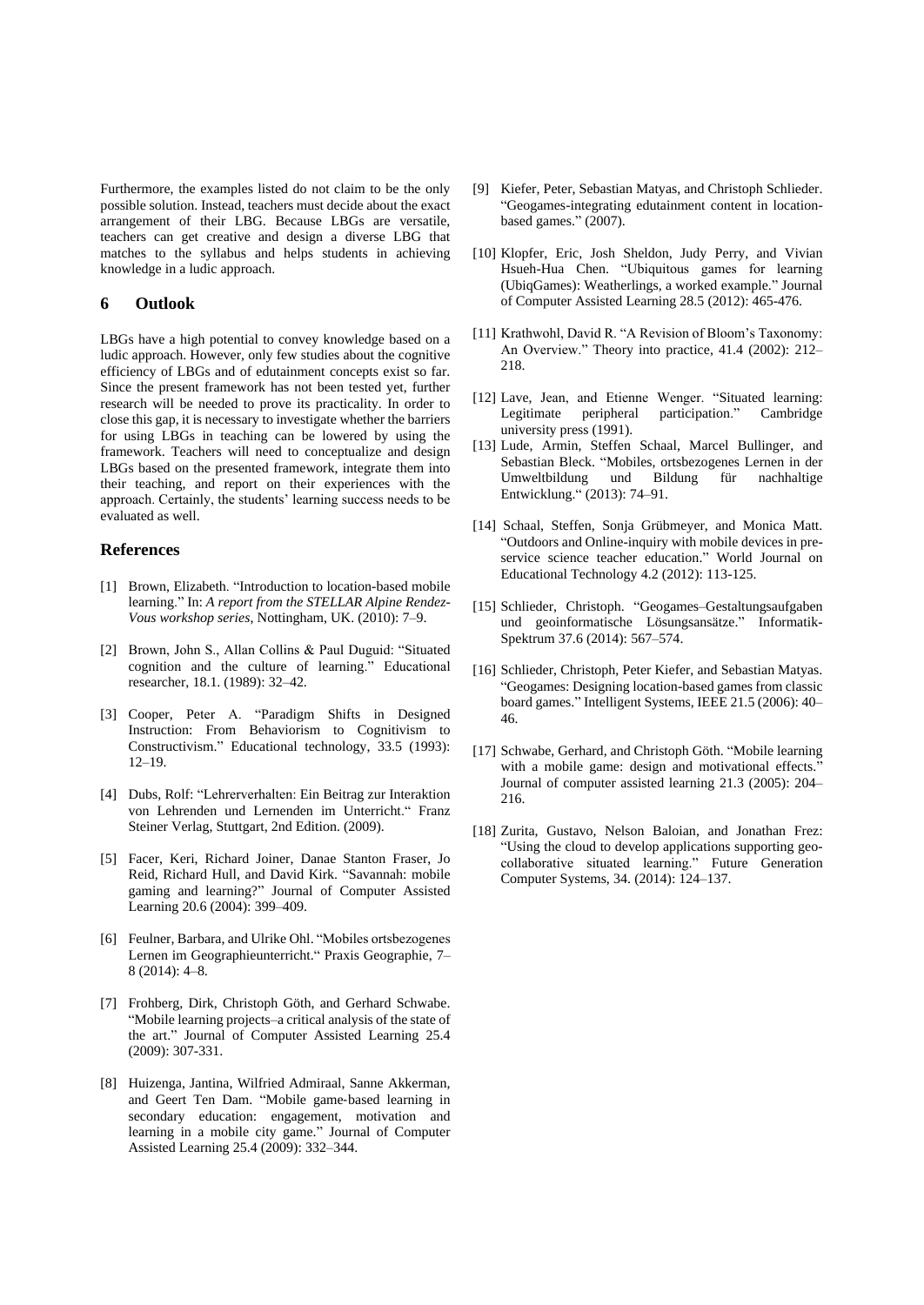Furthermore, the examples listed do not claim to be the only possible solution. Instead, teachers must decide about the exact arrangement of their LBG. Because LBGs are versatile, teachers can get creative and design a diverse LBG that matches to the syllabus and helps students in achieving knowledge in a ludic approach.

## 6 Outlook

LBGs have a high potential to convey knowledge based on a ludic approach. However, only few studies about the cognitive efficiency of LBGs and of edutainment concepts exist so far. Since the present framework has not been tested yet, further research will be needed to prove its practicality. In order to close this gap, it is necessary to investigate whether the barriers for using LBGs in teaching can be lowered by using the framework. Teachers will need to conceptualize and design LBGs based on the presented framework, integrate them into their teaching, and report on their experiences with the approach. Certainly, the students' learning success needs to be evaluated as well.

## References

[1] Brown, Elizabeth. "Introduction to location-based mobile learning." In: *A report from the STELLAR Alpine Rendez-Vous workshop series*, Nottingham, UK. (2010): 7–9.

[2] Brown, John S., Allan Collins & Paul Duguid: "Situated cognition and the culture of learning." Educational researcher, 18.1. (1989): 32–42.

[3] Cooper, Peter A. "Paradigm Shifts in Designed Instruction: From Behaviorism to Cognitivism to Constructivism." Educational technology, 33.5 (1993): 12–19.

[4] Dubs, Rolf: "Lehrerverhalten: Ein Beitrag zur Interaktion von Lehrenden und Lernenden im Unterricht." Franz Steiner Verlag, Stuttgart, 2nd Edition. (2009).

[5] Facer, Keri, Richard Joiner, Danae Stanton Fraser, Jo Reid, Richard Hull, and David Kirk. "Savannah: mobile gaming and learning?" Journal of Computer Assisted Learning 20.6 (2004): 399–409.

[6] Feulner, Barbara, and Ulrike Ohl. "Mobiles ortsbezogenes Lernen im Geographieunterricht." Praxis Geographie, 7–8 (2014): 4–8.

[7] Frohberg, Dirk, Christoph Göth, and Gerhard Schwabe. "Mobile learning projects–a critical analysis of the state of the art." Journal of Computer Assisted Learning 25.4 (2009): 307-331.

[8] Huizenga, Jantina, Wilfried Admiraal, Sanne Akkerman, and Geert Ten Dam. "Mobile game‐based learning in secondary education: engagement, motivation and learning in a mobile city game." Journal of Computer Assisted Learning 25.4 (2009): 332–344.

[9] Kiefer, Peter, Sebastian Matyas, and Christoph Schlieder. "Geogames-integrating edutainment content in location-based games." (2007).

[10] Klopfer, Eric, Josh Sheldon, Judy Perry, and Vivian Hsueh-Hua Chen. "Ubiquitous games for learning (UbiqGames): Weatherlings, a worked example." Journal of Computer Assisted Learning 28.5 (2012): 465-476.

[11] Krathwohl, David R. "A Revision of Bloom's Taxonomy: An Overview." Theory into practice, 41.4 (2002): 212–218.

[12] Lave, Jean, and Etienne Wenger. "Situated learning: Legitimate peripheral participation." Cambridge university press (1991).

[13] Lude, Armin, Steffen Schaal, Marcel Bullinger, and Sebastian Bleck. "Mobiles, ortsbezogenes Lernen in der Umweltbildung und Bildung für nachhaltige Entwicklung." (2013): 74–91.

[14] Schaal, Steffen, Sonja Grübmeyer, and Monica Matt. "Outdoors and Online-inquiry with mobile devices in pre-service science teacher education." World Journal on Educational Technology 4.2 (2012): 113-125.

[15] Schlieder, Christoph. "Geogames–Gestaltungsaufgaben und geoinformatische Lösungsansätze." Informatik-Spektrum 37.6 (2014): 567–574.

[16] Schlieder, Christoph, Peter Kiefer, and Sebastian Matyas. "Geogames: Designing location-based games from classic board games." Intelligent Systems, IEEE 21.5 (2006): 40–46.

[17] Schwabe, Gerhard, and Christoph Göth. "Mobile learning with a mobile game: design and motivational effects." Journal of computer assisted learning 21.3 (2005): 204–216.

[18] Zurita, Gustavo, Nelson Baloian, and Jonathan Frez: "Using the cloud to develop applications supporting geo-collaborative situated learning." Future Generation Computer Systems, 34. (2014): 124–137.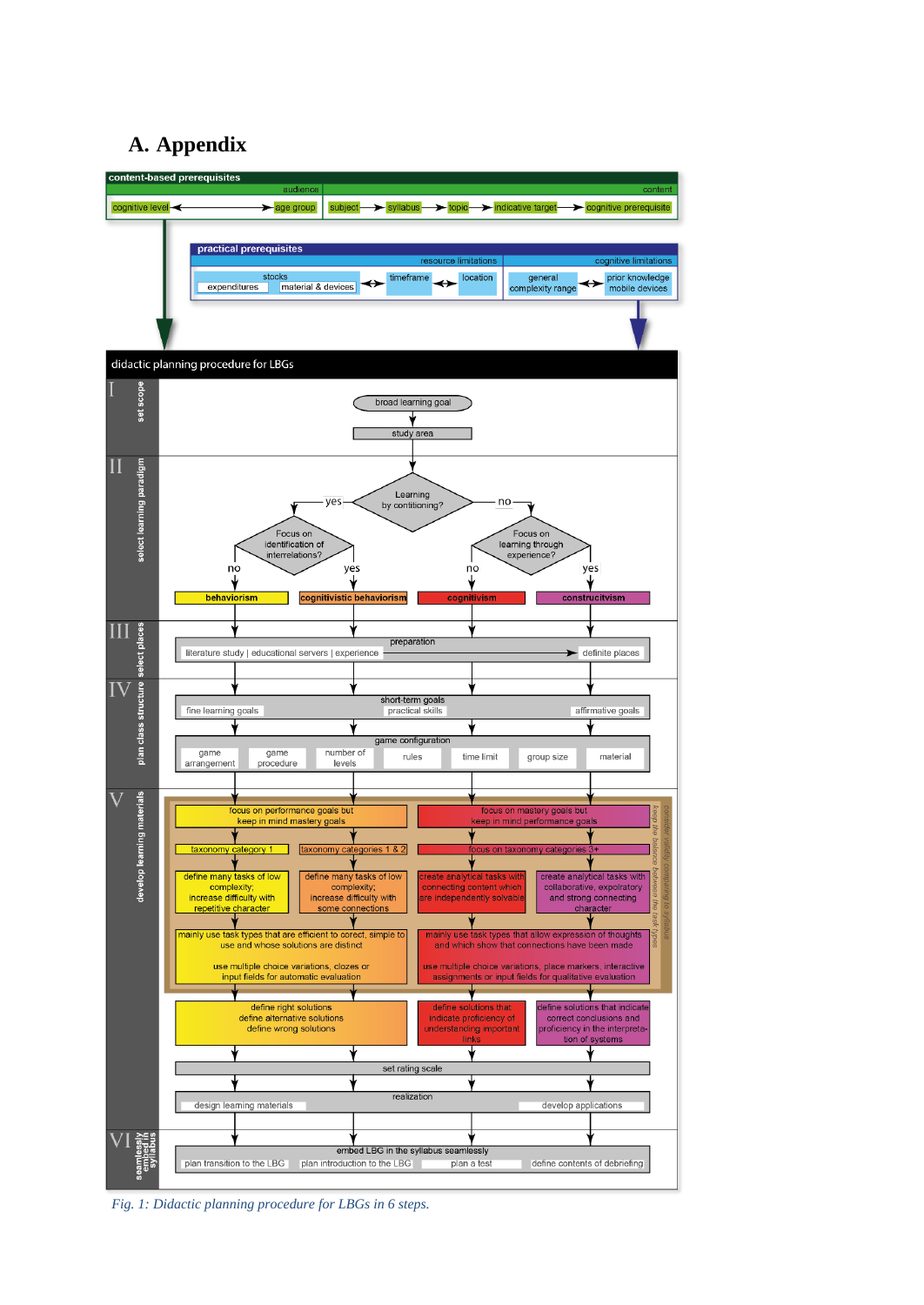# A. Appendix

content-based prerequisites

audience

content

cognitive level

age group

subject

syllabus

topic

indicative target

cognitive prerequisite

practical prerequisites

resource limitations

cognitive limitations

stocks

expenditures

material & devices

timeframe

location

general complexity range

prior knowledge mobile devices

didactic planning procedure for LBGs

I set scope

broad learning goal

study area

II select learning paradigm

Learning by conditioning?

yes

no

Focus on identification of interrelations?

Focus on learning through experience?

no

yes

no

yes

behaviorism

cognitivistic behaviorism

cognitivism

construcitvism

III select places

preparation

literature study | educational servers | experience

definite places

IV plan class structure

short-term goals

fine learning goals

practical skills

affirmative goals

game configuration

game arrangement

game procedure

number of levels

rules

time limit

group size

material

V develop learning materials

focus on performance goals but keep in mind mastery goals

focus on mastery goals but keep in mind performance goals

taxonomy category 1

taxonomy categories 1 & 2

focus on taxonomy categories 3+

define many tasks of low complexity; increase difficulty with repetitive character

define many tasks of low complexity; increase difficulty with some connections

create analytical tasks with connecting content which are independently solvable

create analytical tasks with collaborative, expolratory and strong connecting character

mainly use task types that are efficient to correct, simple to use and whose solutions are distinct

use multiple choice variations, clozes or input fields for automatic evaluation

mainly use task types that allow expression of thoughts and which show that connections have been made

use multiple choice variations, place markers, interactive assignments or input fields for qualitative evaluation

consider validity concerning to syllabus keep in the balance between the task types

define right solutions define alternative solutions define wrong solutions

define solutions that indicate proficiency of understanding important links

define solutions that indicate correct conclusions and proficiency in the interpretation of systems

set rating scale

realization

design learning materials

develop applications

VI seamlessly embed in syllabus

embed LBG in the syllabus seamlessly

plan transition to the LBG

plan introduction to the LBG

plan a test

define contents of debriefing

*Fig. 1: Didactic planning procedure for LBGs in 6 steps.*